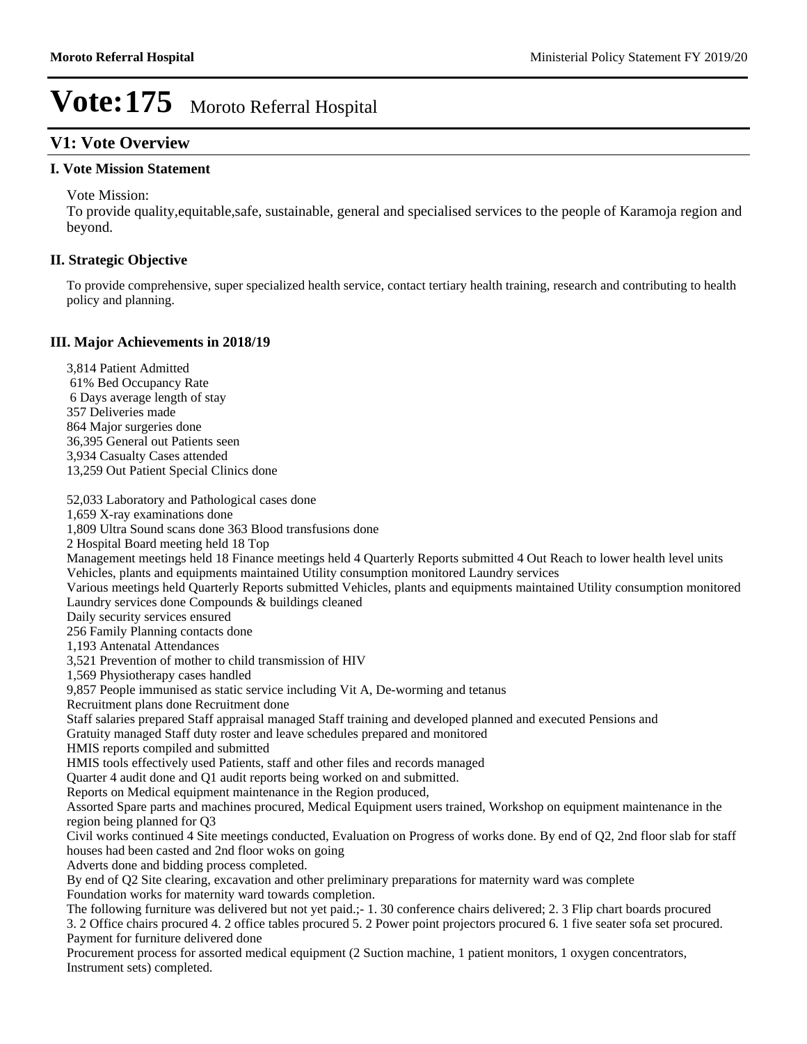# Vote:175 Moroto Referral Hospital

## V1: Vote Overview

### I. Vote Mission Statement

Vote Mission:
To provide quality,equitable,safe, sustainable, general and specialised services to the people of Karamoja region and beyond.

### II. Strategic Objective

To provide comprehensive, super specialized health service, contact tertiary health training, research and contributing to health policy and planning.

### III. Major Achievements in 2018/19

3,814 Patient Admitted
61% Bed Occupancy Rate
6 Days average length of stay
357 Deliveries made
864 Major surgeries done
36,395 General out Patients seen
3,934 Casualty Cases attended
13,259 Out Patient Special Clinics done

52,033 Laboratory and Pathological cases done
1,659 X-ray examinations done
1,809 Ultra Sound scans done 363 Blood transfusions done
2 Hospital Board meeting held 18 Top
Management meetings held 18 Finance meetings held 4 Quarterly Reports submitted 4 Out Reach to lower health level units Vehicles, plants and equipments maintained Utility consumption monitored Laundry services
Various meetings held Quarterly Reports submitted Vehicles, plants and equipments maintained Utility consumption monitored Laundry services done Compounds & buildings cleaned
Daily security services ensured
256 Family Planning contacts done
1,193 Antenatal Attendances
3,521 Prevention of mother to child transmission of HIV
1,569 Physiotherapy cases handled
9,857 People immunised as static service including Vit A, De-worming and tetanus
Recruitment plans done Recruitment done
Staff salaries prepared Staff appraisal managed Staff training and developed planned and executed Pensions and Gratuity managed Staff duty roster and leave schedules prepared and monitored
HMIS reports compiled and submitted
HMIS tools effectively used Patients, staff and other files and records managed
Quarter 4 audit done and Q1 audit reports being worked on and submitted.
Reports on Medical equipment maintenance in the Region produced,
Assorted Spare parts and machines procured, Medical Equipment users trained, Workshop on equipment maintenance in the region being planned for Q3
Civil works continued 4 Site meetings conducted, Evaluation on Progress of works done. By end of Q2, 2nd floor slab for staff houses had been casted and 2nd floor woks on going
Adverts done and bidding process completed.
By end of Q2 Site clearing, excavation and other preliminary preparations for maternity ward was complete
Foundation works for maternity ward towards completion.
The following furniture was delivered but not yet paid.;- 1. 30 conference chairs delivered; 2. 3 Flip chart boards procured 3. 2 Office chairs procured 4. 2 office tables procured 5. 2 Power point projectors procured 6. 1 five seater sofa set procured.
Payment for furniture delivered done
Procurement process for assorted medical equipment (2 Suction machine, 1 patient monitors, 1 oxygen concentrators, Instrument sets) completed.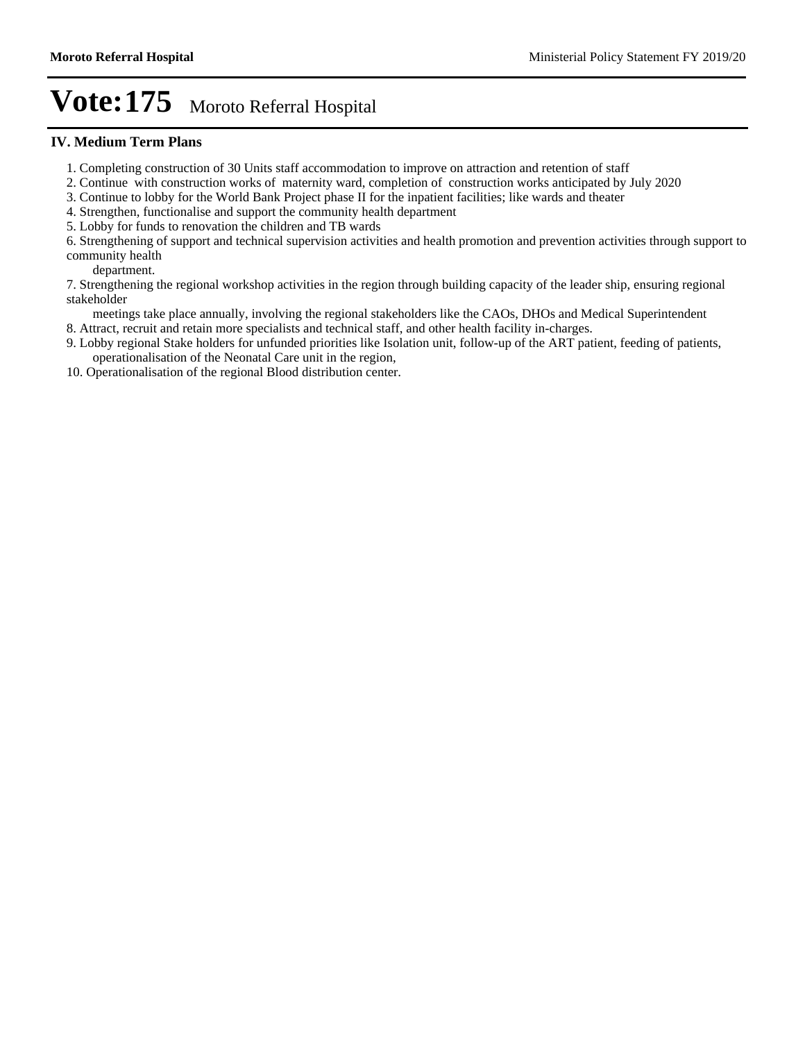# Vote:175 Moroto Referral Hospital

### IV. Medium Term Plans

1. Completing construction of 30 Units staff accommodation to improve on attraction and retention of staff
2. Continue with construction works of maternity ward, completion of construction works anticipated by July 2020
3. Continue to lobby for the World Bank Project phase II for the inpatient facilities; like wards and theater
4. Strengthen, functionalise and support the community health department
5. Lobby for funds to renovation the children and TB wards
6. Strengthening of support and technical supervision activities and health promotion and prevention activities through support to community health department.
7. Strengthening the regional workshop activities in the region through building capacity of the leader ship, ensuring regional stakeholder meetings take place annually, involving the regional stakeholders like the CAOs, DHOs and Medical Superintendent
8. Attract, recruit and retain more specialists and technical staff, and other health facility in-charges.
9. Lobby regional Stake holders for unfunded priorities like Isolation unit, follow-up of the ART patient, feeding of patients, operationalisation of the Neonatal Care unit in the region,
10. Operationalisation of the regional Blood distribution center.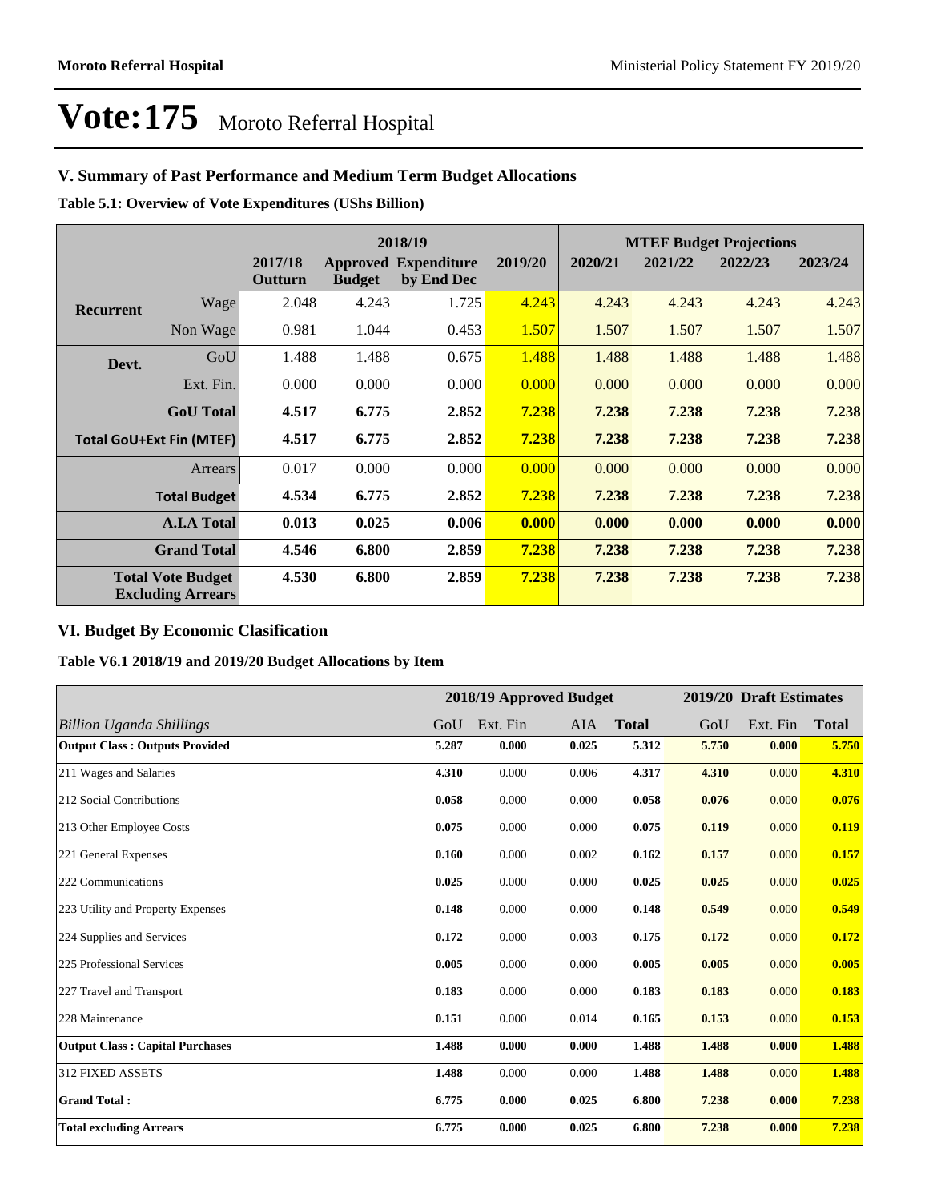# Vote:175 Moroto Referral Hospital

## V. Summary of Past Performance and Medium Term Budget Allocations

**Table 5.1: Overview of Vote Expenditures (UShs Billion)**

| | | | 2018/19 | | | MTEF Budget Projections | | | |
|---|---|---|---|---|---|---|---|---|---|
| | | 2017/18 Outturn | Approved Budget | Expenditure by End Dec | 2019/20 | 2020/21 | 2021/22 | 2022/23 | 2023/24 |
| **Recurrent** | Wage | 2.048 | 4.243 | 1.725 | 4.243 | 4.243 | 4.243 | 4.243 | 4.243 |
| | Non Wage | 0.981 | 1.044 | 0.453 | 1.507 | 1.507 | 1.507 | 1.507 | 1.507 |
| **Devt.** | GoU | 1.488 | 1.488 | 0.675 | 1.488 | 1.488 | 1.488 | 1.488 | 1.488 |
| | Ext. Fin. | 0.000 | 0.000 | 0.000 | 0.000 | 0.000 | 0.000 | 0.000 | 0.000 |
| | **GoU Total** | **4.517** | **6.775** | **2.852** | **7.238** | **7.238** | **7.238** | **7.238** | **7.238** |
| **Total GoU+Ext Fin (MTEF)** | | **4.517** | **6.775** | **2.852** | **7.238** | **7.238** | **7.238** | **7.238** | **7.238** |
| | Arrears | 0.017 | 0.000 | 0.000 | 0.000 | 0.000 | 0.000 | 0.000 | 0.000 |
| | **Total Budget** | **4.534** | **6.775** | **2.852** | **7.238** | **7.238** | **7.238** | **7.238** | **7.238** |
| | **A.I.A Total** | **0.013** | **0.025** | **0.006** | **0.000** | **0.000** | **0.000** | **0.000** | **0.000** |
| | **Grand Total** | **4.546** | **6.800** | **2.859** | **7.238** | **7.238** | **7.238** | **7.238** | **7.238** |
| | **Total Vote Budget Excluding Arrears** | **4.530** | **6.800** | **2.859** | **7.238** | **7.238** | **7.238** | **7.238** | **7.238** |

## VI. Budget By Economic Clasification

**Table V6.1 2018/19 and 2019/20 Budget Allocations by Item**

| | 2018/19 Approved Budget | | | | 2019/20 Draft Estimates | | |
|---|---|---|---|---|---|---|---|
| *Billion Uganda Shillings* | GoU | Ext. Fin | AIA | **Total** | GoU | Ext. Fin | **Total** |
| **Output Class : Outputs Provided** | **5.287** | **0.000** | **0.025** | **5.312** | **5.750** | **0.000** | **5.750** |
| 211 Wages and Salaries | **4.310** | 0.000 | 0.006 | **4.317** | **4.310** | 0.000 | **4.310** |
| 212 Social Contributions | **0.058** | 0.000 | 0.000 | **0.058** | **0.076** | 0.000 | **0.076** |
| 213 Other Employee Costs | **0.075** | 0.000 | 0.000 | **0.075** | **0.119** | 0.000 | **0.119** |
| 221 General Expenses | **0.160** | 0.000 | 0.002 | **0.162** | **0.157** | 0.000 | **0.157** |
| 222 Communications | **0.025** | 0.000 | 0.000 | **0.025** | **0.025** | 0.000 | **0.025** |
| 223 Utility and Property Expenses | **0.148** | 0.000 | 0.000 | **0.148** | **0.549** | 0.000 | **0.549** |
| 224 Supplies and Services | **0.172** | 0.000 | 0.003 | **0.175** | **0.172** | 0.000 | **0.172** |
| 225 Professional Services | **0.005** | 0.000 | 0.000 | **0.005** | **0.005** | 0.000 | **0.005** |
| 227 Travel and Transport | **0.183** | 0.000 | 0.000 | **0.183** | **0.183** | 0.000 | **0.183** |
| 228 Maintenance | **0.151** | 0.000 | 0.014 | **0.165** | **0.153** | 0.000 | **0.153** |
| **Output Class : Capital Purchases** | **1.488** | **0.000** | **0.000** | **1.488** | **1.488** | **0.000** | **1.488** |
| 312 FIXED ASSETS | **1.488** | 0.000 | 0.000 | **1.488** | **1.488** | 0.000 | **1.488** |
| **Grand Total :** | **6.775** | **0.000** | **0.025** | **6.800** | **7.238** | **0.000** | **7.238** |
| **Total excluding Arrears** | **6.775** | **0.000** | **0.025** | **6.800** | **7.238** | **0.000** | **7.238** |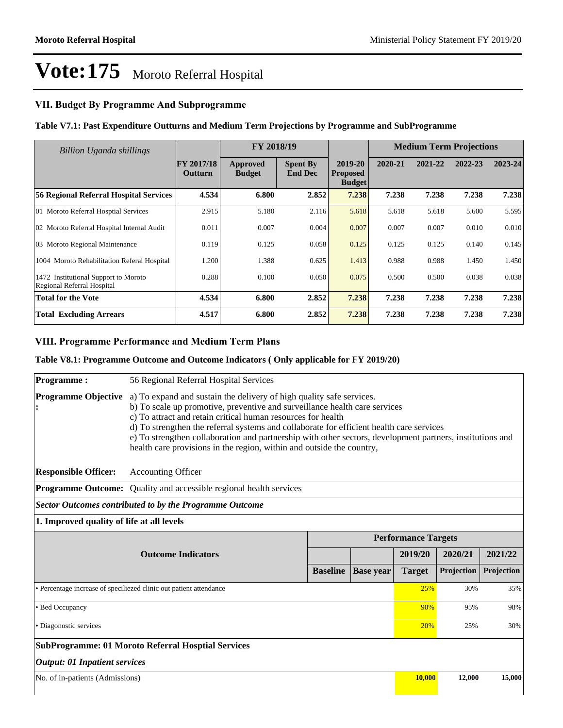# Vote:175 Moroto Referral Hospital

## VII. Budget By Programme And Subprogramme

### Table V7.1: Past Expenditure Outturns and Medium Term Projections by Programme and SubProgramme

| Billion Uganda shillings | | FY 2018/19 | | | Medium Term Projections | | | |
|---|---|---|---|---|---|---|---|---|
| | FY 2017/18 Outturn | Approved Budget | Spent By End Dec | 2019-20 Proposed Budget | 2020-21 | 2021-22 | 2022-23 | 2023-24 |
| **56 Regional Referral Hospital Services** | **4.534** | **6.800** | **2.852** | **7.238** | **7.238** | **7.238** | **7.238** | **7.238** |
| 01 Moroto Referral Hosptial Services | 2.915 | 5.180 | 2.116 | 5.618 | 5.618 | 5.618 | 5.600 | 5.595 |
| 02 Moroto Referral Hospital Internal Audit | 0.011 | 0.007 | 0.004 | 0.007 | 0.007 | 0.007 | 0.010 | 0.010 |
| 03 Moroto Regional Maintenance | 0.119 | 0.125 | 0.058 | 0.125 | 0.125 | 0.125 | 0.140 | 0.145 |
| 1004 Moroto Rehabilitation Referal Hospital | 1.200 | 1.388 | 0.625 | 1.413 | 0.988 | 0.988 | 1.450 | 1.450 |
| 1472 Institutional Support to Moroto Regional Referral Hospital | 0.288 | 0.100 | 0.050 | 0.075 | 0.500 | 0.500 | 0.038 | 0.038 |
| **Total for the Vote** | **4.534** | **6.800** | **2.852** | **7.238** | **7.238** | **7.238** | **7.238** | **7.238** |
| **Total Excluding Arrears** | **4.517** | **6.800** | **2.852** | **7.238** | **7.238** | **7.238** | **7.238** | **7.238** |

## VIII. Programme Performance and Medium Term Plans

### Table V8.1: Programme Outcome and Outcome Indicators ( Only applicable for FY 2019/20)

**Programme :** 56 Regional Referral Hospital Services

**Programme Objective :**
a) To expand and sustain the delivery of high quality safe services.
b) To scale up promotive, preventive and surveillance health care services
c) To attract and retain critical human resources for health
d) To strengthen the referral systems and collaborate for efficient health care services
e) To strengthen collaboration and partnership with other sectors, development partners, institutions and health care provisions in the region, within and outside the country,

**Responsible Officer:** Accounting Officer

**Programme Outcome:** Quality and accessible regional health services

***Sector Outcomes contributed to by the Programme Outcome***

**1. Improved quality of life at all levels**

| Outcome Indicators | Performance Targets | | | | |
|---|---|---|---|---|---|
| | | | 2019/20 | 2020/21 | 2021/22 |
| | Baseline | Base year | Target | Projection | Projection |
| • Percentage increase of speciliezed clinic out patient attendance | | | 25% | 30% | 35% |
| • Bed Occupancy | | | 90% | 95% | 98% |
| • Diagonostic services | | | 20% | 25% | 30% |

**SubProgramme: 01 Moroto Referral Hosptial Services**

***Output: 01 Inpatient services***

| | | | 2019/20 | 2020/21 | 2021/22 |
|---|---|---|---|---|---|
| No. of in-patients (Admissions) | | | **10,000** | **12,000** | **15,000** |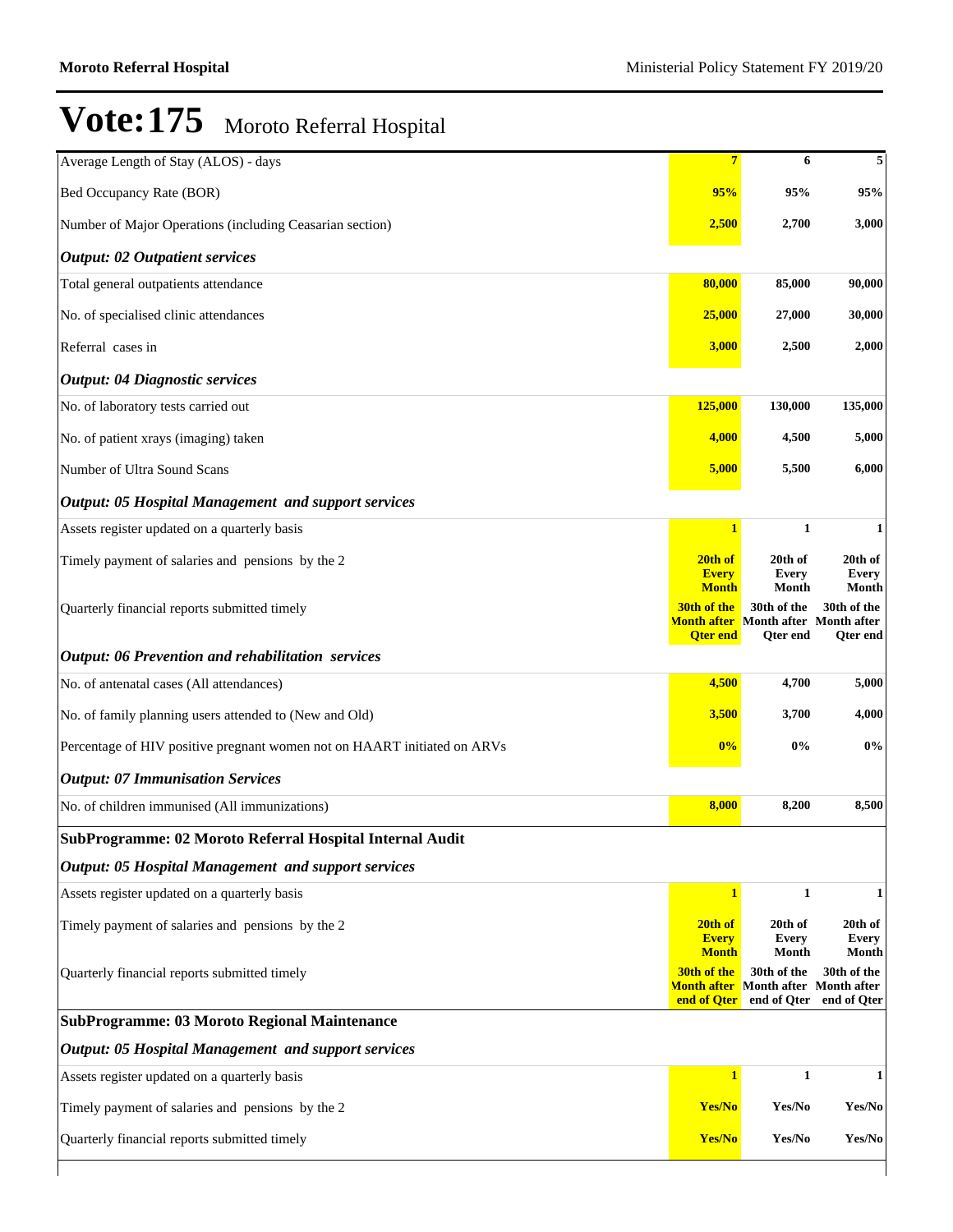# Vote:175 Moroto Referral Hospital

| | | | |
|---|---|---|---|
| Average Length of Stay (ALOS) - days | 7 | 6 | 5 |
| Bed Occupancy Rate (BOR) | 95% | 95% | 95% |
| Number of Major Operations (including Ceasarian section) | 2,500 | 2,700 | 3,000 |
| ***Output: 02 Outpatient services*** | | | |
| Total general outpatients attendance | 80,000 | 85,000 | 90,000 |
| No. of specialised clinic attendances | 25,000 | 27,000 | 30,000 |
| Referral cases in | 3,000 | 2,500 | 2,000 |
| ***Output: 04 Diagnostic services*** | | | |
| No. of laboratory tests carried out | 125,000 | 130,000 | 135,000 |
| No. of patient xrays (imaging) taken | 4,000 | 4,500 | 5,000 |
| Number of Ultra Sound Scans | 5,000 | 5,500 | 6,000 |
| ***Output: 05 Hospital Management and support services*** | | | |
| Assets register updated on a quarterly basis | 1 | 1 | 1 |
| Timely payment of salaries and pensions by the 2 | 20th of Every Month | 20th of Every Month | 20th of Every Month |
| Quarterly financial reports submitted timely | 30th of the Month after Qter end | 30th of the Month after Qter end | 30th of the Month after Qter end |
| ***Output: 06 Prevention and rehabilitation services*** | | | |
| No. of antenatal cases (All attendances) | 4,500 | 4,700 | 5,000 |
| No. of family planning users attended to (New and Old) | 3,500 | 3,700 | 4,000 |
| Percentage of HIV positive pregnant women not on HAART initiated on ARVs | 0% | 0% | 0% |
| ***Output: 07 Immunisation Services*** | | | |
| No. of children immunised (All immunizations) | 8,000 | 8,200 | 8,500 |
| **SubProgramme: 02 Moroto Referral Hospital Internal Audit** | | | |
| ***Output: 05 Hospital Management and support services*** | | | |
| Assets register updated on a quarterly basis | 1 | 1 | 1 |
| Timely payment of salaries and pensions by the 2 | 20th of Every Month | 20th of Every Month | 20th of Every Month |
| Quarterly financial reports submitted timely | 30th of the Month after end of Qter | 30th of the Month after end of Qter | 30th of the Month after end of Qter |
| **SubProgramme: 03 Moroto Regional Maintenance** | | | |
| ***Output: 05 Hospital Management and support services*** | | | |
| Assets register updated on a quarterly basis | 1 | 1 | 1 |
| Timely payment of salaries and pensions by the 2 | Yes/No | Yes/No | Yes/No |
| Quarterly financial reports submitted timely | Yes/No | Yes/No | Yes/No |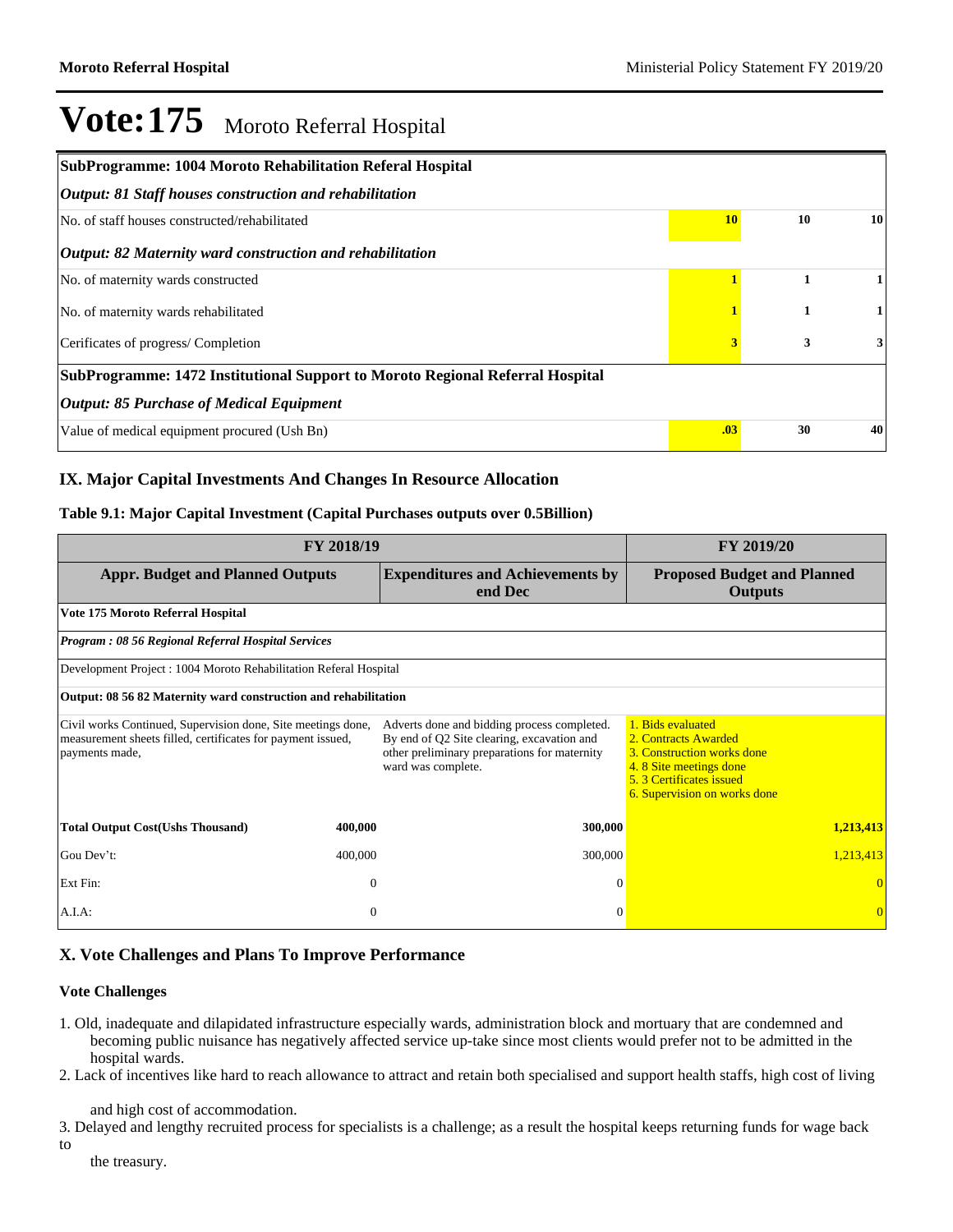# Vote:175 Moroto Referral Hospital

| SubProgramme: 1004 Moroto Rehabilitation Referal Hospital | | | |
|---|---|---|---|
| ***Output: 81 Staff houses construction and rehabilitation*** | | | |
| No. of staff houses constructed/rehabilitated | **10** | **10** | **10** |
| ***Output: 82 Maternity ward construction and rehabilitation*** | | | |
| No. of maternity wards constructed | **1** | **1** | **1** |
| No. of maternity wards rehabilitated | **1** | **1** | **1** |
| Cerificates of progress/ Completion | **3** | **3** | **3** |
| **SubProgramme: 1472 Institutional Support to Moroto Regional Referral Hospital** | | | |
| ***Output: 85 Purchase of Medical Equipment*** | | | |
| Value of medical equipment procured (Ush Bn) | **.03** | **30** | **40** |

## IX. Major Capital Investments And Changes In Resource Allocation

### Table 9.1: Major Capital Investment (Capital Purchases outputs over 0.5Billion)

| FY 2018/19 | | | FY 2019/20 |
|---|---|---|---|
| **Appr. Budget and Planned Outputs** | | **Expenditures and Achievements by end Dec** | **Proposed Budget and Planned Outputs** |
| **Vote 175 Moroto Referral Hospital** | | | |
| ***Program : 08 56 Regional Referral Hospital Services*** | | | |
| Development Project : 1004 Moroto Rehabilitation Referal Hospital | | | |
| **Output: 08 56 82 Maternity ward construction and rehabilitation** | | | |
| Civil works Continued, Supervision done, Site meetings done, measurement sheets filled, certificates for payment issued, payments made, | | Adverts done and bidding process completed. By end of Q2 Site clearing, excavation and other preliminary preparations for maternity ward was complete. | 1. Bids evaluated<br>2. Contracts Awarded<br>3. Construction works done<br>4. 8 Site meetings done<br>5. 3 Certificates issued<br>6. Supervision on works done |
| **Total Output Cost(Ushs Thousand)** | **400,000** | **300,000** | **1,213,413** |
| Gou Dev't: | 400,000 | 300,000 | 1,213,413 |
| Ext Fin: | 0 | 0 | 0 |
| A.I.A: | 0 | 0 | 0 |

## X. Vote Challenges and Plans To Improve Performance

### Vote Challenges

1. Old, inadequate and dilapidated infrastructure especially wards, administration block and mortuary that are condemned and becoming public nuisance has negatively affected service up-take since most clients would prefer not to be admitted in the hospital wards.
2. Lack of incentives like hard to reach allowance to attract and retain both specialised and support health staffs, high cost of living and high cost of accommodation.
3. Delayed and lengthy recruited process for specialists is a challenge; as a result the hospital keeps returning funds for wage back to the treasury.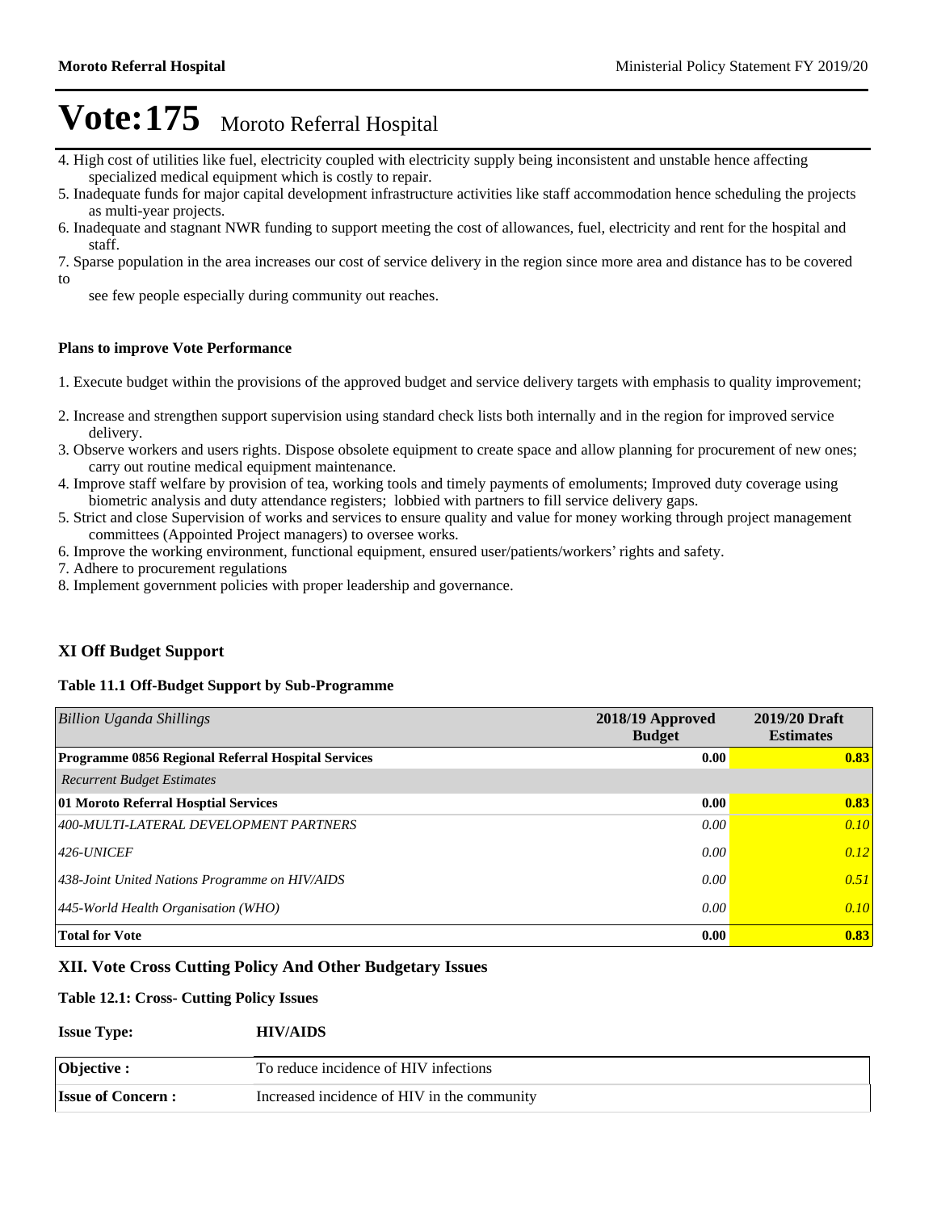# Vote:175 Moroto Referral Hospital

4. High cost of utilities like fuel, electricity coupled with electricity supply being inconsistent and unstable hence affecting specialized medical equipment which is costly to repair.
5. Inadequate funds for major capital development infrastructure activities like staff accommodation hence scheduling the projects as multi-year projects.
6. Inadequate and stagnant NWR funding to support meeting the cost of allowances, fuel, electricity and rent for the hospital and staff.
7. Sparse population in the area increases our cost of service delivery in the region since more area and distance has to be covered to see few people especially during community out reaches.

**Plans to improve Vote Performance**

1. Execute budget within the provisions of the approved budget and service delivery targets with emphasis to quality improvement;
2. Increase and strengthen support supervision using standard check lists both internally and in the region for improved service delivery.
3. Observe workers and users rights. Dispose obsolete equipment to create space and allow planning for procurement of new ones; carry out routine medical equipment maintenance.
4. Improve staff welfare by provision of tea, working tools and timely payments of emoluments; Improved duty coverage using biometric analysis and duty attendance registers; lobbied with partners to fill service delivery gaps.
5. Strict and close Supervision of works and services to ensure quality and value for money working through project management committees (Appointed Project managers) to oversee works.
6. Improve the working environment, functional equipment, ensured user/patients/workers' rights and safety.
7. Adhere to procurement regulations
8. Implement government policies with proper leadership and governance.

## XI Off Budget Support

**Table 11.1 Off-Budget Support by Sub-Programme**

| *Billion Uganda Shillings* | 2018/19 Approved Budget | 2019/20 Draft Estimates |
|---|---|---|
| **Programme 0856 Regional Referral Hospital Services** | **0.00** | **0.83** |
| *Recurrent Budget Estimates* | | |
| **01 Moroto Referral Hosptial Services** | **0.00** | **0.83** |
| *400-MULTI-LATERAL DEVELOPMENT PARTNERS* | *0.00* | *0.10* |
| *426-UNICEF* | *0.00* | *0.12* |
| *438-Joint United Nations Programme on HIV/AIDS* | *0.00* | *0.51* |
| *445-World Health Organisation (WHO)* | *0.00* | *0.10* |
| **Total for Vote** | **0.00** | **0.83** |

## XII. Vote Cross Cutting Policy And Other Budgetary Issues

**Table 12.1: Cross- Cutting Policy Issues**

| **Issue Type:** | **HIV/AIDS** |
|---|---|
| **Objective :** | To reduce incidence of HIV infections |
| **Issue of Concern :** | Increased incidence of HIV in the community |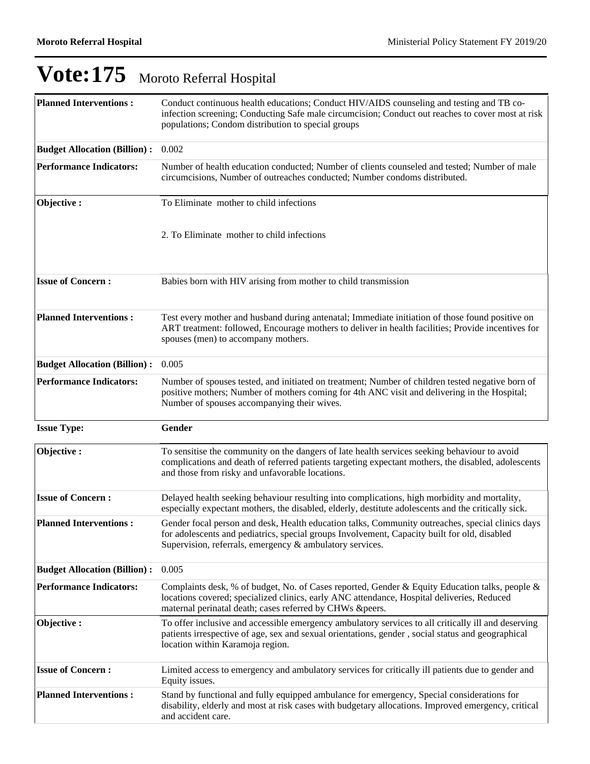# Vote:175 Moroto Referral Hospital

| | |
|---|---|
| **Planned Interventions :** | Conduct continuous health educations; Conduct HIV/AIDS counseling and testing and TB co-infection screening; Conducting Safe male circumcision; Conduct out reaches to cover most at risk populations; Condom distribution to special groups |
| **Budget Allocation (Billion) :** | 0.002 |
| **Performance Indicators:** | Number of health education conducted; Number of clients counseled and tested; Number of male circumcisions, Number of outreaches conducted; Number condoms distributed. |
| **Objective :** | To Eliminate mother to child infections<br><br>2. To Eliminate mother to child infections |
| **Issue of Concern :** | Babies born with HIV arising from mother to child transmission |
| **Planned Interventions :** | Test every mother and husband during antenatal; Immediate initiation of those found positive on ART treatment: followed, Encourage mothers to deliver in health facilities; Provide incentives for spouses (men) to accompany mothers. |
| **Budget Allocation (Billion) :** | 0.005 |
| **Performance Indicators:** | Number of spouses tested, and initiated on treatment; Number of children tested negative born of positive mothers; Number of mothers coming for 4th ANC visit and delivering in the Hospital; Number of spouses accompanying their wives. |

**Issue Type:** **Gender**

| | |
|---|---|
| **Objective :** | To sensitise the community on the dangers of late health services seeking behaviour to avoid complications and death of referred patients targeting expectant mothers, the disabled, adolescents and those from risky and unfavorable locations. |
| **Issue of Concern :** | Delayed health seeking behaviour resulting into complications, high morbidity and mortality, especially expectant mothers, the disabled, elderly, destitute adolescents and the critically sick. |
| **Planned Interventions :** | Gender focal person and desk, Health education talks, Community outreaches, special clinics days for adolescents and pediatrics, special groups Involvement, Capacity built for old, disabled Supervision, referrals, emergency & ambulatory services. |
| **Budget Allocation (Billion) :** | 0.005 |
| **Performance Indicators:** | Complaints desk, % of budget, No. of Cases reported, Gender & Equity Education talks, people & locations covered; specialized clinics, early ANC attendance, Hospital deliveries, Reduced maternal perinatal death; cases referred by CHWs &peers. |
| **Objective :** | To offer inclusive and accessible emergency ambulatory services to all critically ill and deserving patients irrespective of age, sex and sexual orientations, gender , social status and geographical location within Karamoja region. |
| **Issue of Concern :** | Limited access to emergency and ambulatory services for critically ill patients due to gender and Equity issues. |
| **Planned Interventions :** | Stand by functional and fully equipped ambulance for emergency, Special considerations for disability, elderly and most at risk cases with budgetary allocations. Improved emergency, critical and accident care. |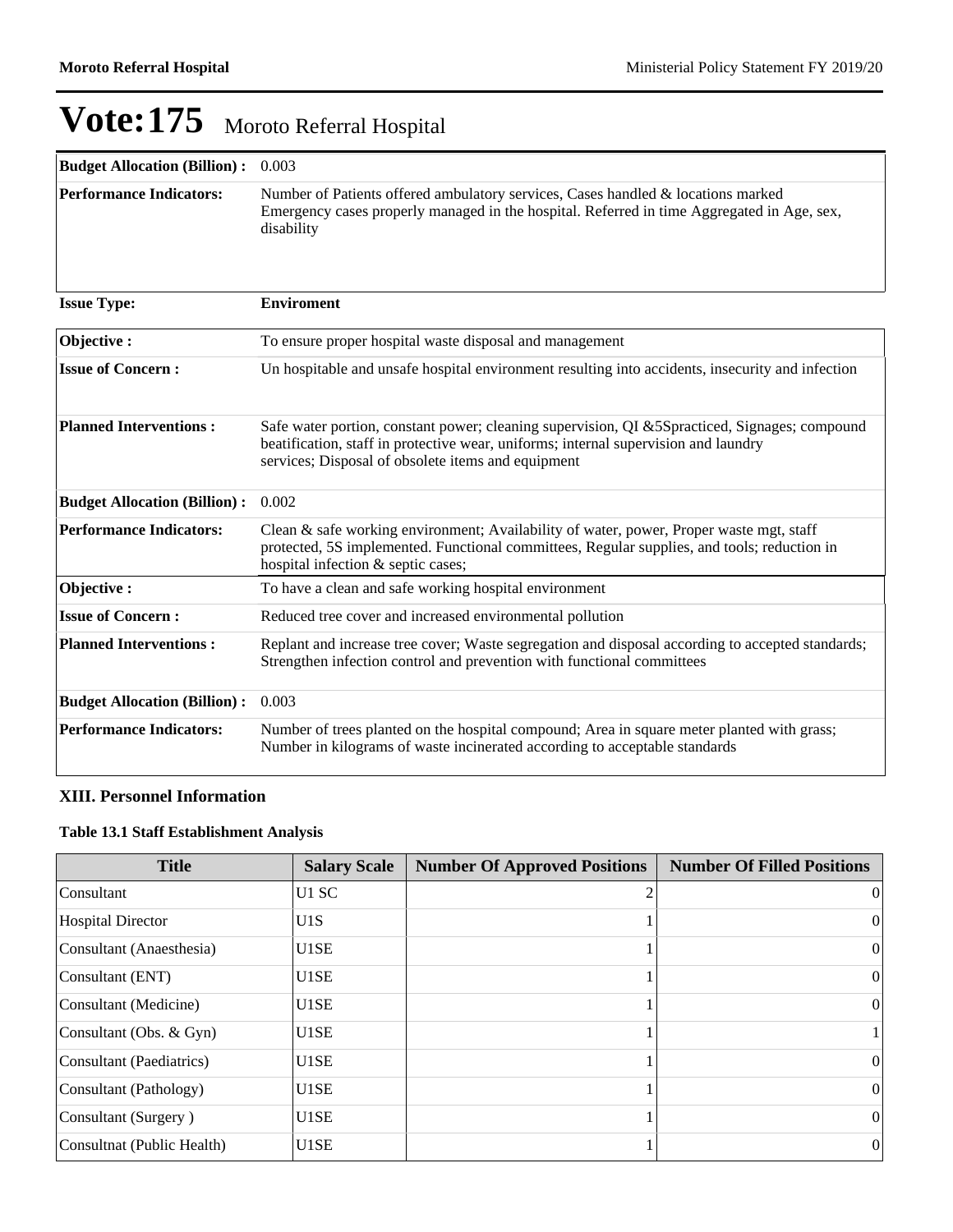# Vote:175 Moroto Referral Hospital

| | |
|---|---|
| **Budget Allocation (Billion) :** | 0.003 |
| **Performance Indicators:** | Number of Patients offered ambulatory services, Cases handled & locations marked Emergency cases properly managed in the hospital. Referred in time Aggregated in Age, sex, disability |

| | |
|---|---|
| **Issue Type:** | **Enviroment** |
| **Objective :** | To ensure proper hospital waste disposal and management |
| **Issue of Concern :** | Un hospitable and unsafe hospital environment resulting into accidents, insecurity and infection |
| **Planned Interventions :** | Safe water portion, constant power; cleaning supervision, QI &5Spracticed, Signages; compound beatification, staff in protective wear, uniforms; internal supervision and laundry services; Disposal of obsolete items and equipment |
| **Budget Allocation (Billion) :** | 0.002 |
| **Performance Indicators:** | Clean & safe working environment; Availability of water, power, Proper waste mgt, staff protected, 5S implemented. Functional committees, Regular supplies, and tools; reduction in hospital infection & septic cases; |
| **Objective :** | To have a clean and safe working hospital environment |
| **Issue of Concern :** | Reduced tree cover and increased environmental pollution |
| **Planned Interventions :** | Replant and increase tree cover; Waste segregation and disposal according to accepted standards; Strengthen infection control and prevention with functional committees |
| **Budget Allocation (Billion) :** | 0.003 |
| **Performance Indicators:** | Number of trees planted on the hospital compound; Area in square meter planted with grass; Number in kilograms of waste incinerated according to acceptable standards |

### XIII. Personnel Information

**Table 13.1 Staff Establishment Analysis**

| Title | Salary Scale | Number Of Approved Positions | Number Of Filled Positions |
|---|---|---|---|
| Consultant | U1 SC | 2 | 0 |
| Hospital Director | U1S | 1 | 0 |
| Consultant (Anaesthesia) | U1SE | 1 | 0 |
| Consultant (ENT) | U1SE | 1 | 0 |
| Consultant (Medicine) | U1SE | 1 | 0 |
| Consultant (Obs. & Gyn) | U1SE | 1 | 1 |
| Consultant (Paediatrics) | U1SE | 1 | 0 |
| Consultant (Pathology) | U1SE | 1 | 0 |
| Consultant (Surgery ) | U1SE | 1 | 0 |
| Consultnat (Public Health) | U1SE | 1 | 0 |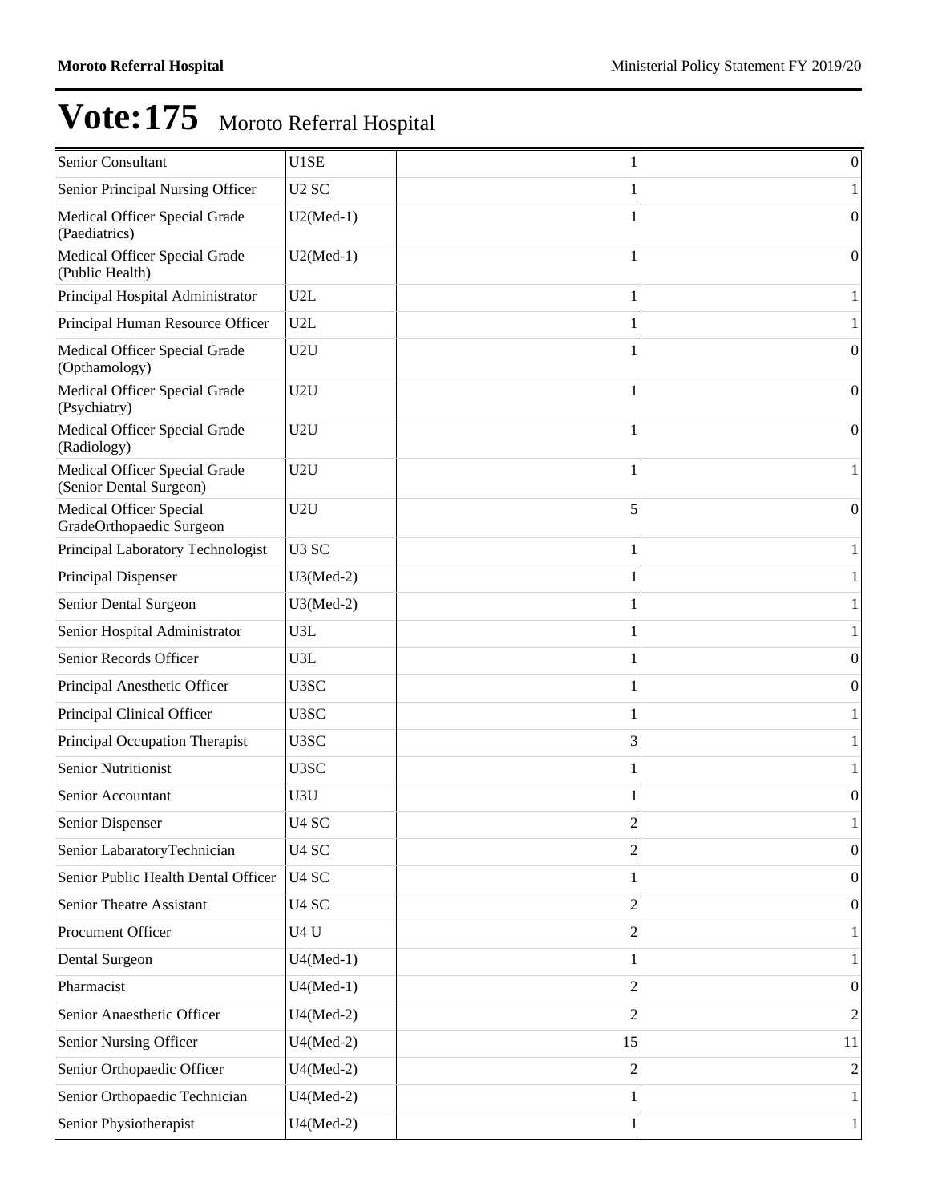# Vote:175 Moroto Referral Hospital

| | | | |
|---|---|---|---|
| Senior Consultant | U1SE | 1 | 0 |
| Senior Principal Nursing Officer | U2 SC | 1 | 1 |
| Medical Officer Special Grade (Paediatrics) | U2(Med-1) | 1 | 0 |
| Medical Officer Special Grade (Public Health) | U2(Med-1) | 1 | 0 |
| Principal Hospital Administrator | U2L | 1 | 1 |
| Principal Human Resource Officer | U2L | 1 | 1 |
| Medical Officer Special Grade (Opthamology) | U2U | 1 | 0 |
| Medical Officer Special Grade (Psychiatry) | U2U | 1 | 0 |
| Medical Officer Special Grade (Radiology) | U2U | 1 | 0 |
| Medical Officer Special Grade (Senior Dental Surgeon) | U2U | 1 | 1 |
| Medical Officer Special GradeOrthopaedic Surgeon | U2U | 5 | 0 |
| Principal Laboratory Technologist | U3 SC | 1 | 1 |
| Principal Dispenser | U3(Med-2) | 1 | 1 |
| Senior Dental Surgeon | U3(Med-2) | 1 | 1 |
| Senior Hospital Administrator | U3L | 1 | 1 |
| Senior Records Officer | U3L | 1 | 0 |
| Principal Anesthetic Officer | U3SC | 1 | 0 |
| Principal Clinical Officer | U3SC | 1 | 1 |
| Principal Occupation Therapist | U3SC | 3 | 1 |
| Senior Nutritionist | U3SC | 1 | 1 |
| Senior Accountant | U3U | 1 | 0 |
| Senior Dispenser | U4 SC | 2 | 1 |
| Senior LabaratoryTechnician | U4 SC | 2 | 0 |
| Senior Public Health Dental Officer | U4 SC | 1 | 0 |
| Senior Theatre Assistant | U4 SC | 2 | 0 |
| Procument Officer | U4 U | 2 | 1 |
| Dental Surgeon | U4(Med-1) | 1 | 1 |
| Pharmacist | U4(Med-1) | 2 | 0 |
| Senior Anaesthetic Officer | U4(Med-2) | 2 | 2 |
| Senior Nursing Officer | U4(Med-2) | 15 | 11 |
| Senior Orthopaedic Officer | U4(Med-2) | 2 | 2 |
| Senior Orthopaedic Technician | U4(Med-2) | 1 | 1 |
| Senior Physiotherapist | U4(Med-2) | 1 | 1 |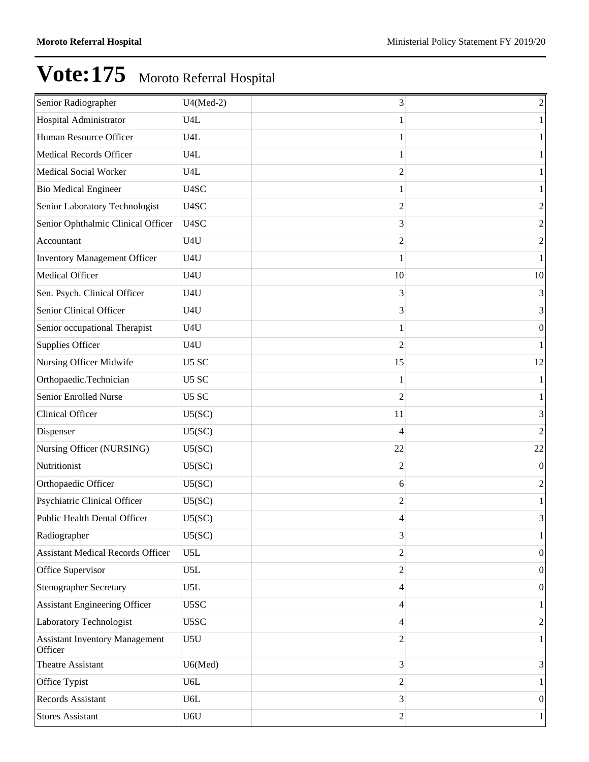# Vote:175 Moroto Referral Hospital

| | | | |
|---|---|---|---|
| Senior Radiographer | U4(Med-2) | 3 | 2 |
| Hospital Administrator | U4L | 1 | 1 |
| Human Resource Officer | U4L | 1 | 1 |
| Medical Records Officer | U4L | 1 | 1 |
| Medical Social Worker | U4L | 2 | 1 |
| Bio Medical Engineer | U4SC | 1 | 1 |
| Senior Laboratory Technologist | U4SC | 2 | 2 |
| Senior Ophthalmic Clinical Officer | U4SC | 3 | 2 |
| Accountant | U4U | 2 | 2 |
| Inventory Management Officer | U4U | 1 | 1 |
| Medical Officer | U4U | 10 | 10 |
| Sen. Psych. Clinical Officer | U4U | 3 | 3 |
| Senior Clinical Officer | U4U | 3 | 3 |
| Senior occupational Therapist | U4U | 1 | 0 |
| Supplies Officer | U4U | 2 | 1 |
| Nursing Officer Midwife | U5 SC | 15 | 12 |
| Orthopaedic.Technician | U5 SC | 1 | 1 |
| Senior Enrolled Nurse | U5 SC | 2 | 1 |
| Clinical Officer | U5(SC) | 11 | 3 |
| Dispenser | U5(SC) | 4 | 2 |
| Nursing Officer (NURSING) | U5(SC) | 22 | 22 |
| Nutritionist | U5(SC) | 2 | 0 |
| Orthopaedic Officer | U5(SC) | 6 | 2 |
| Psychiatric Clinical Officer | U5(SC) | 2 | 1 |
| Public Health Dental Officer | U5(SC) | 4 | 3 |
| Radiographer | U5(SC) | 3 | 1 |
| Assistant Medical Records Officer | U5L | 2 | 0 |
| Office Supervisor | U5L | 2 | 0 |
| Stenographer Secretary | U5L | 4 | 0 |
| Assistant Engineering Officer | U5SC | 4 | 1 |
| Laboratory Technologist | U5SC | 4 | 2 |
| Assistant Inventory Management Officer | U5U | 2 | 1 |
| Theatre Assistant | U6(Med) | 3 | 3 |
| Office Typist | U6L | 2 | 1 |
| Records Assistant | U6L | 3 | 0 |
| Stores Assistant | U6U | 2 | 1 |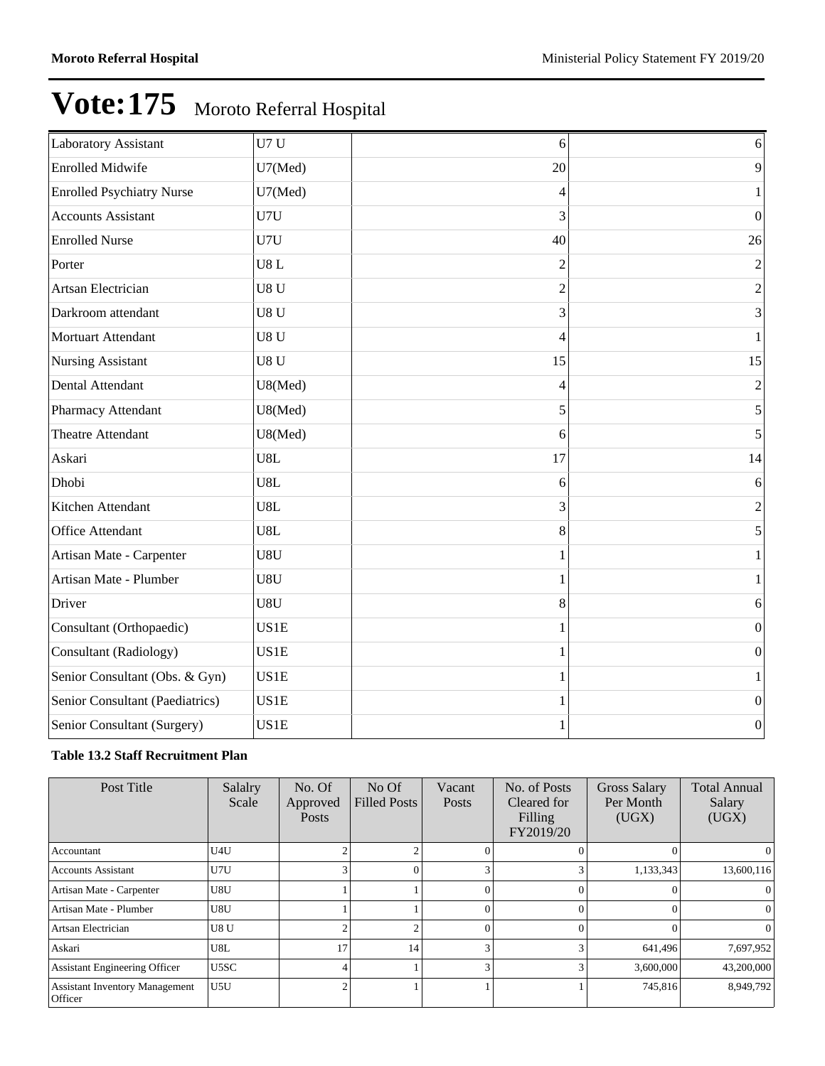# Vote:175 Moroto Referral Hospital

| | | | |
|---|---|---|---|
| Laboratory Assistant | U7 U | 6 | 6 |
| Enrolled Midwife | U7(Med) | 20 | 9 |
| Enrolled Psychiatry Nurse | U7(Med) | 4 | 1 |
| Accounts Assistant | U7U | 3 | 0 |
| Enrolled Nurse | U7U | 40 | 26 |
| Porter | U8 L | 2 | 2 |
| Artsan Electrician | U8 U | 2 | 2 |
| Darkroom attendant | U8 U | 3 | 3 |
| Mortuart Attendant | U8 U | 4 | 1 |
| Nursing Assistant | U8 U | 15 | 15 |
| Dental Attendant | U8(Med) | 4 | 2 |
| Pharmacy Attendant | U8(Med) | 5 | 5 |
| Theatre Attendant | U8(Med) | 6 | 5 |
| Askari | U8L | 17 | 14 |
| Dhobi | U8L | 6 | 6 |
| Kitchen Attendant | U8L | 3 | 2 |
| Office Attendant | U8L | 8 | 5 |
| Artisan Mate - Carpenter | U8U | 1 | 1 |
| Artisan Mate - Plumber | U8U | 1 | 1 |
| Driver | U8U | 8 | 6 |
| Consultant (Orthopaedic) | US1E | 1 | 0 |
| Consultant (Radiology) | US1E | 1 | 0 |
| Senior Consultant (Obs. & Gyn) | US1E | 1 | 1 |
| Senior Consultant (Paediatrics) | US1E | 1 | 0 |
| Senior Consultant (Surgery) | US1E | 1 | 0 |

**Table 13.2 Staff Recruitment Plan**

| Post Title | Salalry Scale | No. Of Approved Posts | No Of Filled Posts | Vacant Posts | No. of Posts Cleared for Filling FY2019/20 | Gross Salary Per Month (UGX) | Total Annual Salary (UGX) |
|---|---|---|---|---|---|---|---|
| Accountant | U4U | 2 | 2 | 0 | 0 | 0 | 0 |
| Accounts Assistant | U7U | 3 | 0 | 3 | 3 | 1,133,343 | 13,600,116 |
| Artisan Mate - Carpenter | U8U | 1 | 1 | 0 | 0 | 0 | 0 |
| Artisan Mate - Plumber | U8U | 1 | 1 | 0 | 0 | 0 | 0 |
| Artsan Electrician | U8 U | 2 | 2 | 0 | 0 | 0 | 0 |
| Askari | U8L | 17 | 14 | 3 | 3 | 641,496 | 7,697,952 |
| Assistant Engineering Officer | U5SC | 4 | 1 | 3 | 3 | 3,600,000 | 43,200,000 |
| Assistant Inventory Management Officer | U5U | 2 | 1 | 1 | 1 | 745,816 | 8,949,792 |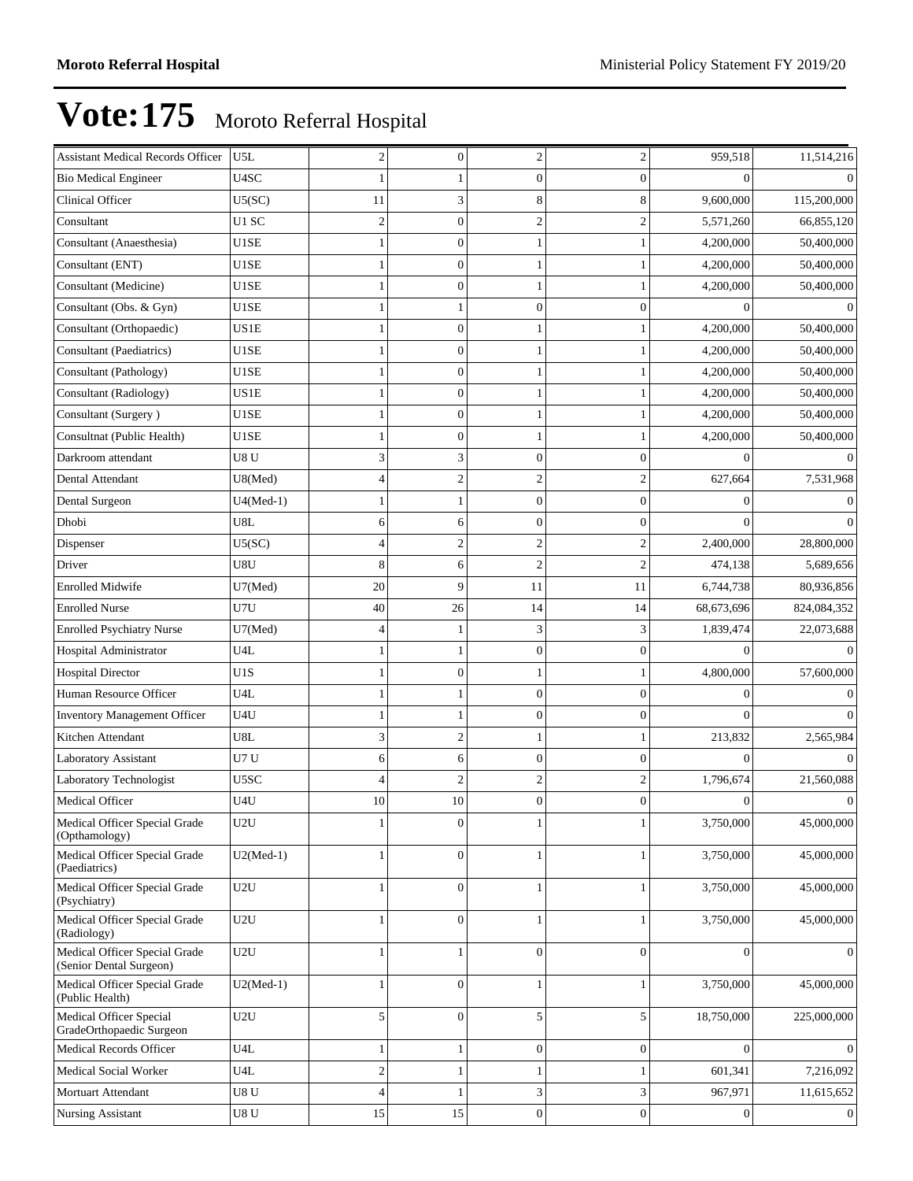# Vote:175 Moroto Referral Hospital

| | | | | | | | |
|---|---|---|---|---|---|---|---|
| Assistant Medical Records Officer | U5L | 2 | 0 | 2 | 2 | 959,518 | 11,514,216 |
| Bio Medical Engineer | U4SC | 1 | 1 | 0 | 0 | 0 | 0 |
| Clinical Officer | U5(SC) | 11 | 3 | 8 | 8 | 9,600,000 | 115,200,000 |
| Consultant | U1 SC | 2 | 0 | 2 | 2 | 5,571,260 | 66,855,120 |
| Consultant (Anaesthesia) | U1SE | 1 | 0 | 1 | 1 | 4,200,000 | 50,400,000 |
| Consultant (ENT) | U1SE | 1 | 0 | 1 | 1 | 4,200,000 | 50,400,000 |
| Consultant (Medicine) | U1SE | 1 | 0 | 1 | 1 | 4,200,000 | 50,400,000 |
| Consultant (Obs. & Gyn) | U1SE | 1 | 1 | 0 | 0 | 0 | 0 |
| Consultant (Orthopaedic) | US1E | 1 | 0 | 1 | 1 | 4,200,000 | 50,400,000 |
| Consultant (Paediatrics) | U1SE | 1 | 0 | 1 | 1 | 4,200,000 | 50,400,000 |
| Consultant (Pathology) | U1SE | 1 | 0 | 1 | 1 | 4,200,000 | 50,400,000 |
| Consultant (Radiology) | US1E | 1 | 0 | 1 | 1 | 4,200,000 | 50,400,000 |
| Consultant (Surgery ) | U1SE | 1 | 0 | 1 | 1 | 4,200,000 | 50,400,000 |
| Consultnat (Public Health) | U1SE | 1 | 0 | 1 | 1 | 4,200,000 | 50,400,000 |
| Darkroom attendant | U8 U | 3 | 3 | 0 | 0 | 0 | 0 |
| Dental Attendant | U8(Med) | 4 | 2 | 2 | 2 | 627,664 | 7,531,968 |
| Dental Surgeon | U4(Med-1) | 1 | 1 | 0 | 0 | 0 | 0 |
| Dhobi | U8L | 6 | 6 | 0 | 0 | 0 | 0 |
| Dispenser | U5(SC) | 4 | 2 | 2 | 2 | 2,400,000 | 28,800,000 |
| Driver | U8U | 8 | 6 | 2 | 2 | 474,138 | 5,689,656 |
| Enrolled Midwife | U7(Med) | 20 | 9 | 11 | 11 | 6,744,738 | 80,936,856 |
| Enrolled Nurse | U7U | 40 | 26 | 14 | 14 | 68,673,696 | 824,084,352 |
| Enrolled Psychiatry Nurse | U7(Med) | 4 | 1 | 3 | 3 | 1,839,474 | 22,073,688 |
| Hospital Administrator | U4L | 1 | 1 | 0 | 0 | 0 | 0 |
| Hospital Director | U1S | 1 | 0 | 1 | 1 | 4,800,000 | 57,600,000 |
| Human Resource Officer | U4L | 1 | 1 | 0 | 0 | 0 | 0 |
| Inventory Management Officer | U4U | 1 | 1 | 0 | 0 | 0 | 0 |
| Kitchen Attendant | U8L | 3 | 2 | 1 | 1 | 213,832 | 2,565,984 |
| Laboratory Assistant | U7 U | 6 | 6 | 0 | 0 | 0 | 0 |
| Laboratory Technologist | U5SC | 4 | 2 | 2 | 2 | 1,796,674 | 21,560,088 |
| Medical Officer | U4U | 10 | 10 | 0 | 0 | 0 | 0 |
| Medical Officer Special Grade (Opthamology) | U2U | 1 | 0 | 1 | 1 | 3,750,000 | 45,000,000 |
| Medical Officer Special Grade (Paediatrics) | U2(Med-1) | 1 | 0 | 1 | 1 | 3,750,000 | 45,000,000 |
| Medical Officer Special Grade (Psychiatry) | U2U | 1 | 0 | 1 | 1 | 3,750,000 | 45,000,000 |
| Medical Officer Special Grade (Radiology) | U2U | 1 | 0 | 1 | 1 | 3,750,000 | 45,000,000 |
| Medical Officer Special Grade (Senior Dental Surgeon) | U2U | 1 | 1 | 0 | 0 | 0 | 0 |
| Medical Officer Special Grade (Public Health) | U2(Med-1) | 1 | 0 | 1 | 1 | 3,750,000 | 45,000,000 |
| Medical Officer Special GradeOrthopaedic Surgeon | U2U | 5 | 0 | 5 | 5 | 18,750,000 | 225,000,000 |
| Medical Records Officer | U4L | 1 | 1 | 0 | 0 | 0 | 0 |
| Medical Social Worker | U4L | 2 | 1 | 1 | 1 | 601,341 | 7,216,092 |
| Mortuart Attendant | U8 U | 4 | 1 | 3 | 3 | 967,971 | 11,615,652 |
| Nursing Assistant | U8 U | 15 | 15 | 0 | 0 | 0 | 0 |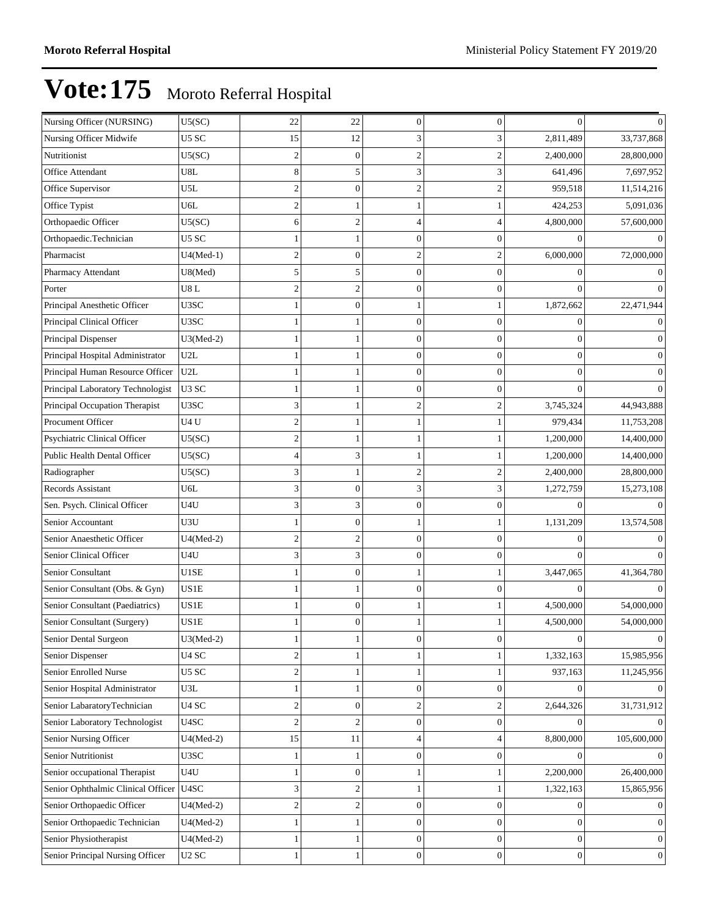# Vote:175 Moroto Referral Hospital

| | | | | | | | |
|---|---|---|---|---|---|---|---|
| Nursing Officer (NURSING) | U5(SC) | 22 | 22 | 0 | 0 | 0 | 0 |
| Nursing Officer Midwife | U5 SC | 15 | 12 | 3 | 3 | 2,811,489 | 33,737,868 |
| Nutritionist | U5(SC) | 2 | 0 | 2 | 2 | 2,400,000 | 28,800,000 |
| Office Attendant | U8L | 8 | 5 | 3 | 3 | 641,496 | 7,697,952 |
| Office Supervisor | U5L | 2 | 0 | 2 | 2 | 959,518 | 11,514,216 |
| Office Typist | U6L | 2 | 1 | 1 | 1 | 424,253 | 5,091,036 |
| Orthopaedic Officer | U5(SC) | 6 | 2 | 4 | 4 | 4,800,000 | 57,600,000 |
| Orthopaedic.Technician | U5 SC | 1 | 1 | 0 | 0 | 0 | 0 |
| Pharmacist | U4(Med-1) | 2 | 0 | 2 | 2 | 6,000,000 | 72,000,000 |
| Pharmacy Attendant | U8(Med) | 5 | 5 | 0 | 0 | 0 | 0 |
| Porter | U8 L | 2 | 2 | 0 | 0 | 0 | 0 |
| Principal Anesthetic Officer | U3SC | 1 | 0 | 1 | 1 | 1,872,662 | 22,471,944 |
| Principal Clinical Officer | U3SC | 1 | 1 | 0 | 0 | 0 | 0 |
| Principal Dispenser | U3(Med-2) | 1 | 1 | 0 | 0 | 0 | 0 |
| Principal Hospital Administrator | U2L | 1 | 1 | 0 | 0 | 0 | 0 |
| Principal Human Resource Officer | U2L | 1 | 1 | 0 | 0 | 0 | 0 |
| Principal Laboratory Technologist | U3 SC | 1 | 1 | 0 | 0 | 0 | 0 |
| Principal Occupation Therapist | U3SC | 3 | 1 | 2 | 2 | 3,745,324 | 44,943,888 |
| Procument Officer | U4 U | 2 | 1 | 1 | 1 | 979,434 | 11,753,208 |
| Psychiatric Clinical Officer | U5(SC) | 2 | 1 | 1 | 1 | 1,200,000 | 14,400,000 |
| Public Health Dental Officer | U5(SC) | 4 | 3 | 1 | 1 | 1,200,000 | 14,400,000 |
| Radiographer | U5(SC) | 3 | 1 | 2 | 2 | 2,400,000 | 28,800,000 |
| Records Assistant | U6L | 3 | 0 | 3 | 3 | 1,272,759 | 15,273,108 |
| Sen. Psych. Clinical Officer | U4U | 3 | 3 | 0 | 0 | 0 | 0 |
| Senior Accountant | U3U | 1 | 0 | 1 | 1 | 1,131,209 | 13,574,508 |
| Senior Anaesthetic Officer | U4(Med-2) | 2 | 2 | 0 | 0 | 0 | 0 |
| Senior Clinical Officer | U4U | 3 | 3 | 0 | 0 | 0 | 0 |
| Senior Consultant | U1SE | 1 | 0 | 1 | 1 | 3,447,065 | 41,364,780 |
| Senior Consultant (Obs. & Gyn) | US1E | 1 | 1 | 0 | 0 | 0 | 0 |
| Senior Consultant (Paediatrics) | US1E | 1 | 0 | 1 | 1 | 4,500,000 | 54,000,000 |
| Senior Consultant (Surgery) | US1E | 1 | 0 | 1 | 1 | 4,500,000 | 54,000,000 |
| Senior Dental Surgeon | U3(Med-2) | 1 | 1 | 0 | 0 | 0 | 0 |
| Senior Dispenser | U4 SC | 2 | 1 | 1 | 1 | 1,332,163 | 15,985,956 |
| Senior Enrolled Nurse | U5 SC | 2 | 1 | 1 | 1 | 937,163 | 11,245,956 |
| Senior Hospital Administrator | U3L | 1 | 1 | 0 | 0 | 0 | 0 |
| Senior LabaratoryTechnician | U4 SC | 2 | 0 | 2 | 2 | 2,644,326 | 31,731,912 |
| Senior Laboratory Technologist | U4SC | 2 | 2 | 0 | 0 | 0 | 0 |
| Senior Nursing Officer | U4(Med-2) | 15 | 11 | 4 | 4 | 8,800,000 | 105,600,000 |
| Senior Nutritionist | U3SC | 1 | 1 | 0 | 0 | 0 | 0 |
| Senior occupational Therapist | U4U | 1 | 0 | 1 | 1 | 2,200,000 | 26,400,000 |
| Senior Ophthalmic Clinical Officer | U4SC | 3 | 2 | 1 | 1 | 1,322,163 | 15,865,956 |
| Senior Orthopaedic Officer | U4(Med-2) | 2 | 2 | 0 | 0 | 0 | 0 |
| Senior Orthopaedic Technician | U4(Med-2) | 1 | 1 | 0 | 0 | 0 | 0 |
| Senior Physiotherapist | U4(Med-2) | 1 | 1 | 0 | 0 | 0 | 0 |
| Senior Principal Nursing Officer | U2 SC | 1 | 1 | 0 | 0 | 0 | 0 |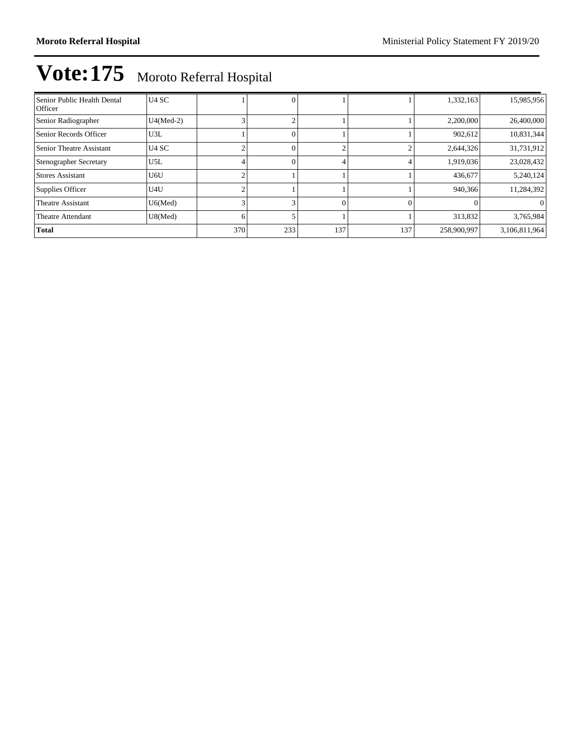# Vote:175 Moroto Referral Hospital

| | | | | | | | |
|---|---|---|---|---|---|---|---|
| Senior Public Health Dental Officer | U4 SC | 1 | 0 | 1 | 1 | 1,332,163 | 15,985,956 |
| Senior Radiographer | U4(Med-2) | 3 | 2 | 1 | 1 | 2,200,000 | 26,400,000 |
| Senior Records Officer | U3L | 1 | 0 | 1 | 1 | 902,612 | 10,831,344 |
| Senior Theatre Assistant | U4 SC | 2 | 0 | 2 | 2 | 2,644,326 | 31,731,912 |
| Stenographer Secretary | U5L | 4 | 0 | 4 | 4 | 1,919,036 | 23,028,432 |
| Stores Assistant | U6U | 2 | 1 | 1 | 1 | 436,677 | 5,240,124 |
| Supplies Officer | U4U | 2 | 1 | 1 | 1 | 940,366 | 11,284,392 |
| Theatre Assistant | U6(Med) | 3 | 3 | 0 | 0 | 0 | 0 |
| Theatre Attendant | U8(Med) | 6 | 5 | 1 | 1 | 313,832 | 3,765,984 |
| **Total** | | 370 | 233 | 137 | 137 | 258,900,997 | 3,106,811,964 |